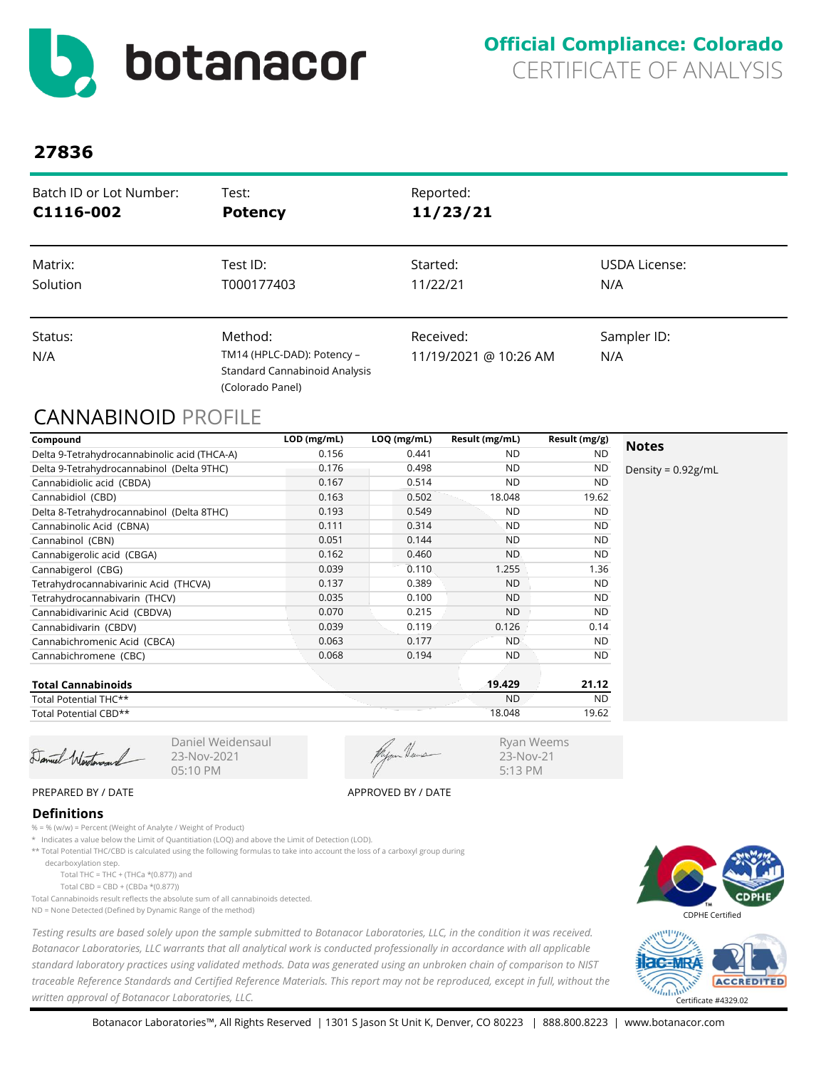botanacor

**Official Compliance: Colorado**
CERTIFICATE OF ANALYSIS

## 27836

| Batch ID or Lot Number: | Test: | Reported: | |
|---|---|---|---|
| **C1116-002** | **Potency** | **11/23/21** | |
| Matrix: | Test ID: | Started: | USDA License: |
| Solution | T000177403 | 11/22/21 | N/A |
| Status: | Method: | Received: | Sampler ID: |
| N/A | TM14 (HPLC-DAD): Potency – Standard Cannabinoid Analysis (Colorado Panel) | 11/19/2021 @ 10:26 AM | N/A |

## CANNABINOID PROFILE

| Compound | LOD (mg/mL) | LOQ (mg/mL) | Result (mg/mL) | Result (mg/g) |
|---|---|---|---|---|
| Delta 9-Tetrahydrocannabinolic acid (THCA-A) | 0.156 | 0.441 | ND | ND |
| Delta 9-Tetrahydrocannabinol (Delta 9THC) | 0.176 | 0.498 | ND | ND |
| Cannabidiolic acid (CBDA) | 0.167 | 0.514 | ND | ND |
| Cannabidiol (CBD) | 0.163 | 0.502 | 18.048 | 19.62 |
| Delta 8-Tetrahydrocannabinol (Delta 8THC) | 0.193 | 0.549 | ND | ND |
| Cannabinolic Acid (CBNA) | 0.111 | 0.314 | ND | ND |
| Cannabinol (CBN) | 0.051 | 0.144 | ND | ND |
| Cannabigerolic acid (CBGA) | 0.162 | 0.460 | ND | ND |
| Cannabigerol (CBG) | 0.039 | 0.110 | 1.255 | 1.36 |
| Tetrahydrocannabivarinic Acid (THCVA) | 0.137 | 0.389 | ND | ND |
| Tetrahydrocannabivarin (THCV) | 0.035 | 0.100 | ND | ND |
| Cannabidivarinic Acid (CBDVA) | 0.070 | 0.215 | ND | ND |
| Cannabidivarin (CBDV) | 0.039 | 0.119 | 0.126 | 0.14 |
| Cannabichromenic Acid (CBCA) | 0.063 | 0.177 | ND | ND |
| Cannabichromene (CBC) | 0.068 | 0.194 | ND | ND |
| **Total Cannabinoids** | | | **19.429** | **21.12** |
| Total Potential THC** | | | ND | ND |
| Total Potential CBD** | | | 18.048 | 19.62 |

**Notes**

Density = 0.92g/mL

Daniel Weidensaul
23-Nov-2021
05:10 PM

PREPARED BY / DATE

Ryan Weems
23-Nov-21
5:13 PM

APPROVED BY / DATE

### Definitions

% = % (w/w) = Percent (Weight of Analyte / Weight of Product)

* Indicates a value below the Limit of Quantitiation (LOQ) and above the Limit of Detection (LOD).

** Total Potential THC/CBD is calculated using the following formulas to take into account the loss of a carboxyl group during decarboxylation step.

Total THC = THC + (THCa *(0.877)) and

Total CBD = CBD + (CBDa *(0.877))

Total Cannabinoids result reflects the absolute sum of all cannabinoids detected.

ND = None Detected (Defined by Dynamic Range of the method)

*Testing results are based solely upon the sample submitted to Botanacor Laboratories, LLC, in the condition it was received. Botanacor Laboratories, LLC warrants that all analytical work is conducted professionally in accordance with all applicable standard laboratory practices using validated methods. Data was generated using an unbroken chain of comparison to NIST traceable Reference Standards and Certified Reference Materials. This report may not be reproduced, except in full, without the written approval of Botanacor Laboratories, LLC.*

CDPHE Certified

Certificate #4329.02

Botanacor Laboratories™, All Rights Reserved | 1301 S Jason St Unit K, Denver, CO 80223 | 888.800.8223 | www.botanacor.com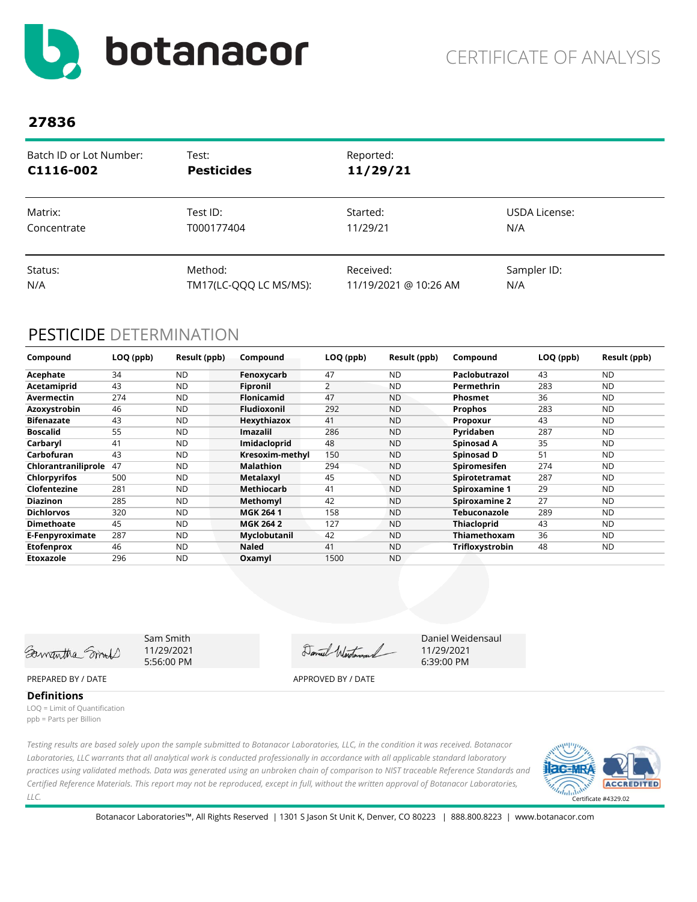botanacor

CERTIFICATE OF ANALYSIS

## 27836

| Batch ID or Lot Number: | Test: | Reported: | |
|---|---|---|---|
| **C1116-002** | **Pesticides** | **11/29/21** | |
| Matrix: | Test ID: | Started: | USDA License: |
| Concentrate | T000177404 | 11/29/21 | N/A |
| Status: | Method: | Received: | Sampler ID: |
| N/A | TM17(LC-QQQ LC MS/MS): | 11/19/2021 @ 10:26 AM | N/A |

## PESTICIDE DETERMINATION

| Compound | LOQ (ppb) | Result (ppb) | Compound | LOQ (ppb) | Result (ppb) | Compound | LOQ (ppb) | Result (ppb) |
|---|---|---|---|---|---|---|---|---|
| **Acephate** | 34 | ND | **Fenoxycarb** | 47 | ND | **Paclobutrazol** | 43 | ND |
| **Acetamiprid** | 43 | ND | **Fipronil** | 2 | ND | **Permethrin** | 283 | ND |
| **Avermectin** | 274 | ND | **Flonicamid** | 47 | ND | **Phosmet** | 36 | ND |
| **Azoxystrobin** | 46 | ND | **Fludioxonil** | 292 | ND | **Prophos** | 283 | ND |
| **Bifenazate** | 43 | ND | **Hexythiazox** | 41 | ND | **Propoxur** | 43 | ND |
| **Boscalid** | 55 | ND | **Imazalil** | 286 | ND | **Pyridaben** | 287 | ND |
| **Carbaryl** | 41 | ND | **Imidacloprid** | 48 | ND | **Spinosad A** | 35 | ND |
| **Carbofuran** | 43 | ND | **Kresoxim-methyl** | 150 | ND | **Spinosad D** | 51 | ND |
| **Chlorantraniliprole** | 47 | ND | **Malathion** | 294 | ND | **Spiromesifen** | 274 | ND |
| **Chlorpyrifos** | 500 | ND | **Metalaxyl** | 45 | ND | **Spirotetramat** | 287 | ND |
| **Clofentezine** | 281 | ND | **Methiocarb** | 41 | ND | **Spiroxamine 1** | 29 | ND |
| **Diazinon** | 285 | ND | **Methomyl** | 42 | ND | **Spiroxamine 2** | 27 | ND |
| **Dichlorvos** | 320 | ND | **MGK 264 1** | 158 | ND | **Tebuconazole** | 289 | ND |
| **Dimethoate** | 45 | ND | **MGK 264 2** | 127 | ND | **Thiacloprid** | 43 | ND |
| **E-Fenpyroximate** | 287 | ND | **Myclobutanil** | 42 | ND | **Thiamethoxam** | 36 | ND |
| **Etofenprox** | 46 | ND | **Naled** | 41 | ND | **Trifloxystrobin** | 48 | ND |
| **Etoxazole** | 296 | ND | **Oxamyl** | 1500 | ND | | | |

Sam Smith
11/29/2021
5:56:00 PM

PREPARED BY / DATE

Daniel Weidensaul
11/29/2021
6:39:00 PM

APPROVED BY / DATE

**Definitions**

LOQ = Limit of Quantification
ppb = Parts per Billion

*Testing results are based solely upon the sample submitted to Botanacor Laboratories, LLC, in the condition it was received. Botanacor Laboratories, LLC warrants that all analytical work is conducted professionally in accordance with all applicable standard laboratory practices using validated methods. Data was generated using an unbroken chain of comparison to NIST traceable Reference Standards and Certified Reference Materials. This report may not be reproduced, except in full, without the written approval of Botanacor Laboratories, LLC.*

Certificate #4329.02

Botanacor Laboratories™, All Rights Reserved | 1301 S Jason St Unit K, Denver, CO 80223 | 888.800.8223 | www.botanacor.com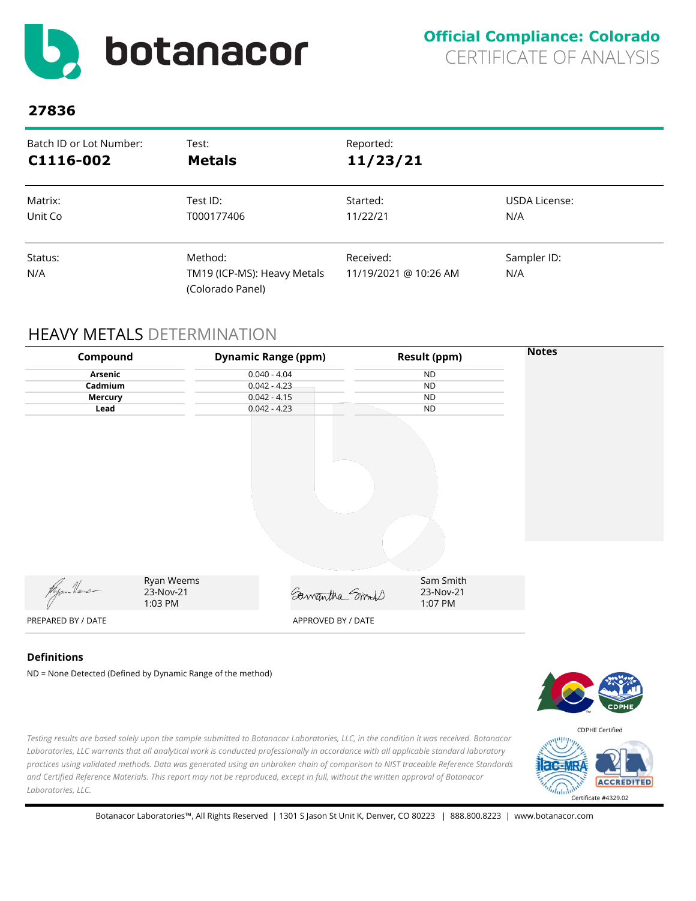# botanacor

**Official Compliance: Colorado**
CERTIFICATE OF ANALYSIS

**27836**

| Batch ID or Lot Number: | Test: | Reported: | |
|---|---|---|---|
| **C1116-002** | **Metals** | **11/23/21** | |
| Matrix: | Test ID: | Started: | USDA License: |
| Unit Co | T000177406 | 11/22/21 | N/A |
| Status: | Method: | Received: | Sampler ID: |
| N/A | TM19 (ICP-MS): Heavy Metals (Colorado Panel) | 11/19/2021 @ 10:26 AM | N/A |

## HEAVY METALS DETERMINATION

| Compound | Dynamic Range (ppm) | Result (ppm) | Notes |
|---|---|---|---|
| Arsenic | 0.040 - 4.04 | ND | |
| Cadmium | 0.042 - 4.23 | ND | |
| Mercury | 0.042 - 4.15 | ND | |
| Lead | 0.042 - 4.23 | ND | |

Ryan Weems
23-Nov-21
1:03 PM

PREPARED BY / DATE

Sam Smith
23-Nov-21
1:07 PM

APPROVED BY / DATE

**Definitions**

ND = None Detected (Defined by Dynamic Range of the method)

CDPHE Certified

*Testing results are based solely upon the sample submitted to Botanacor Laboratories, LLC, in the condition it was received. Botanacor Laboratories, LLC warrants that all analytical work is conducted professionally in accordance with all applicable standard laboratory practices using validated methods. Data was generated using an unbroken chain of comparison to NIST traceable Reference Standards and Certified Reference Materials. This report may not be reproduced, except in full, without the written approval of Botanacor Laboratories, LLC.*

ACCREDITED
Certificate #4329.02

Botanacor Laboratories™, All Rights Reserved | 1301 S Jason St Unit K, Denver, CO 80223 | 888.800.8223 | www.botanacor.com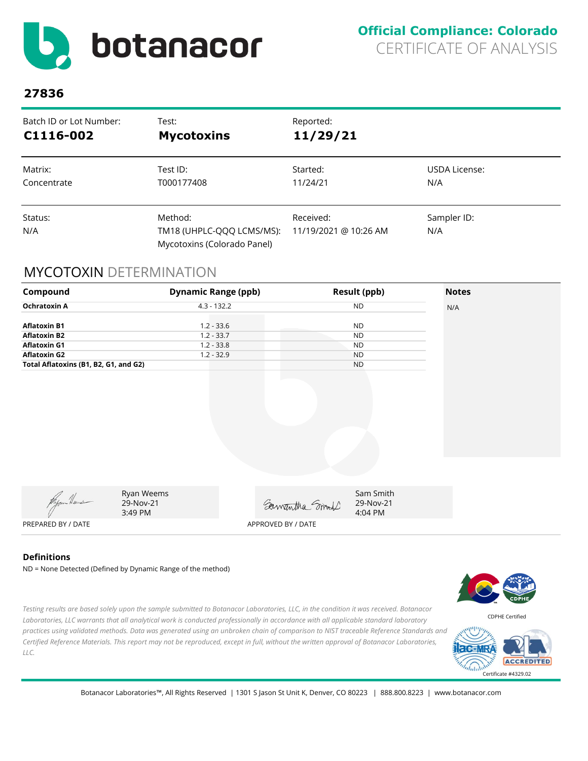# botanacor

**Official Compliance: Colorado**
CERTIFICATE OF ANALYSIS

## 27836

| Batch ID or Lot Number: | Test: | Reported: | |
|---|---|---|---|
| **C1116-002** | **Mycotoxins** | **11/29/21** | |
| Matrix: | Test ID: | Started: | USDA License: |
| Concentrate | T000177408 | 11/24/21 | N/A |
| Status: | Method: | Received: | Sampler ID: |
| N/A | TM18 (UHPLC-QQQ LCMS/MS): Mycotoxins (Colorado Panel) | 11/19/2021 @ 10:26 AM | N/A |

## MYCOTOXIN DETERMINATION

| Compound | Dynamic Range (ppb) | Result (ppb) | Notes |
|---|---|---|---|
| **Ochratoxin A** | 4.3 - 132.2 | ND | N/A |
| **Aflatoxin B1** | 1.2 - 33.6 | ND | |
| **Aflatoxin B2** | 1.2 - 33.7 | ND | |
| **Aflatoxin G1** | 1.2 - 33.8 | ND | |
| **Aflatoxin G2** | 1.2 - 32.9 | ND | |
| **Total Aflatoxins (B1, B2, G1, and G2)** | | ND | |

Ryan Weems
29-Nov-21
3:49 PM
PREPARED BY / DATE

Sam Smith
29-Nov-21
4:04 PM
APPROVED BY / DATE

### Definitions

ND = None Detected (Defined by Dynamic Range of the method)

*Testing results are based solely upon the sample submitted to Botanacor Laboratories, LLC, in the condition it was received. Botanacor Laboratories, LLC warrants that all analytical work is conducted professionally in accordance with all applicable standard laboratory practices using validated methods. Data was generated using an unbroken chain of comparison to NIST traceable Reference Standards and Certified Reference Materials. This report may not be reproduced, except in full, without the written approval of Botanacor Laboratories, LLC.*

CDPHE Certified

Certificate #4329.02

Botanacor Laboratories™, All Rights Reserved | 1301 S Jason St Unit K, Denver, CO 80223 | 888.800.8223 | www.botanacor.com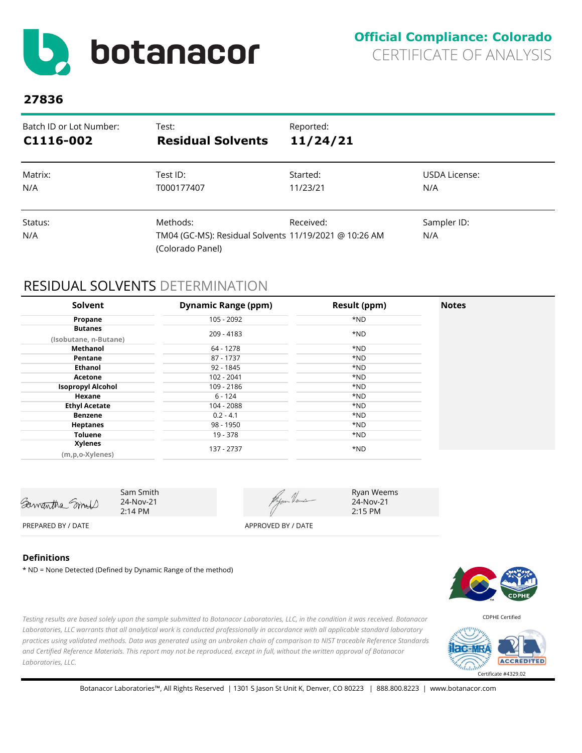botanacor

**Official Compliance: Colorado**
CERTIFICATE OF ANALYSIS

**27836**

| Batch ID or Lot Number: | Test: | Reported: | |
|---|---|---|---|
| **C1116-002** | **Residual Solvents** | **11/24/21** | |
| Matrix: | Test ID: | Started: | USDA License: |
| N/A | T000177407 | 11/23/21 | N/A |
| Status: | Methods: | Received: | Sampler ID: |
| N/A | TM04 (GC-MS): Residual Solvents (Colorado Panel) | 11/19/2021 @ 10:26 AM | N/A |

## RESIDUAL SOLVENTS DETERMINATION

| Solvent | Dynamic Range (ppm) | Result (ppm) | Notes |
|---|---|---|---|
| **Propane** | 105 - 2092 | *ND | |
| **Butanes** (Isobutane, n-Butane) | 209 - 4183 | *ND | |
| **Methanol** | 64 - 1278 | *ND | |
| **Pentane** | 87 - 1737 | *ND | |
| **Ethanol** | 92 - 1845 | *ND | |
| **Acetone** | 102 - 2041 | *ND | |
| **Isopropyl Alcohol** | 109 - 2186 | *ND | |
| **Hexane** | 6 - 124 | *ND | |
| **Ethyl Acetate** | 104 - 2088 | *ND | |
| **Benzene** | 0.2 - 4.1 | *ND | |
| **Heptanes** | 98 - 1950 | *ND | |
| **Toluene** | 19 - 378 | *ND | |
| **Xylenes** (m,p,o-Xylenes) | 137 - 2737 | *ND | |

| PREPARED BY / DATE | APPROVED BY / DATE |
|---|---|
| Sam Smith 24-Nov-21 2:14 PM | Ryan Weems 24-Nov-21 2:15 PM |

### Definitions

* ND = None Detected (Defined by Dynamic Range of the method)

CDPHE Certified

Certificate #4329.02

*Testing results are based solely upon the sample submitted to Botanacor Laboratories, LLC, in the condition it was received. Botanacor Laboratories, LLC warrants that all analytical work is conducted professionally in accordance with all applicable standard laboratory practices using validated methods. Data was generated using an unbroken chain of comparison to NIST traceable Reference Standards and Certified Reference Materials. This report may not be reproduced, except in full, without the written approval of Botanacor Laboratories, LLC.*

Botanacor Laboratories™, All Rights Reserved | 1301 S Jason St Unit K, Denver, CO 80223 | 888.800.8223 | www.botanacor.com